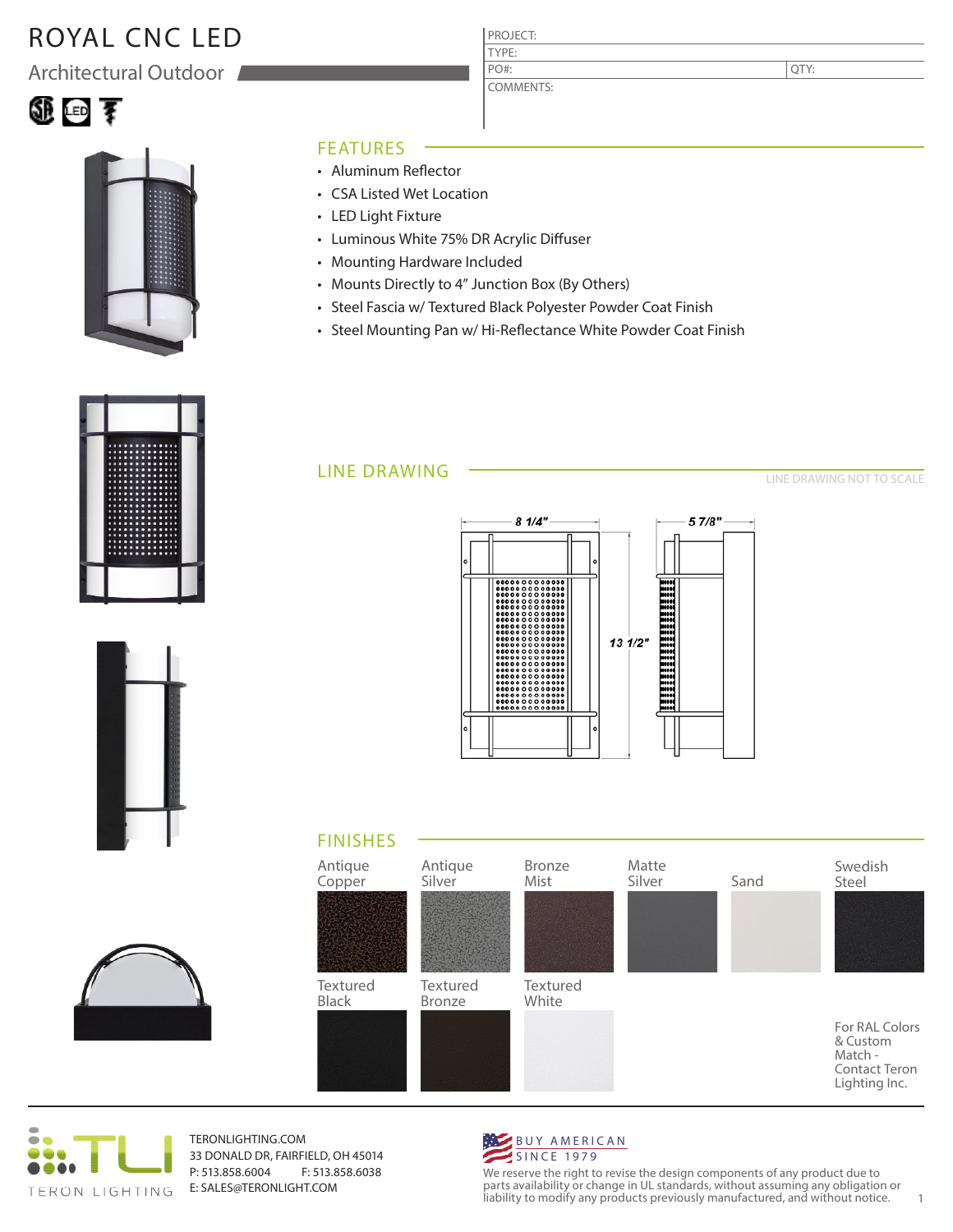# ROYAL CNC LED

## Architectural Outdoor

| PROJECT: | |
|---|---|
| TYPE: | |
| PO#: | QTY: |
| COMMENTS: | |

## FEATURES

- Aluminum Reflector
- CSA Listed Wet Location
- LED Light Fixture
- Luminous White 75% DR Acrylic Diffuser
- Mounting Hardware Included
- Mounts Directly to 4" Junction Box (By Others)
- Steel Fascia w/ Textured Black Polyester Powder Coat Finish
- Steel Mounting Pan w/ Hi-Reflectance White Powder Coat Finish

## LINE DRAWING

LINE DRAWING NOT TO SCALE

8 1/4"

5 7/8"

13 1/2"

## FINISHES

- Antique Copper
- Antique Silver
- Bronze Mist
- Matte Silver
- Sand
- Swedish Steel
- Textured Black
- Textured Bronze
- Textured White

For RAL Colors & Custom Match - Contact Teron Lighting Inc.

TERON LIGHTING

TERONLIGHTING.COM
33 DONALD DR, FAIRFIELD, OH 45014
P: 513.858.6004 F: 513.858.6038
E: SALES@TERONLIGHT.COM

BUY AMERICAN
SINCE 1979

We reserve the right to revise the design components of any product due to parts availability or change in UL standards, without assuming any obligation or liability to modify any products previously manufactured, and without notice.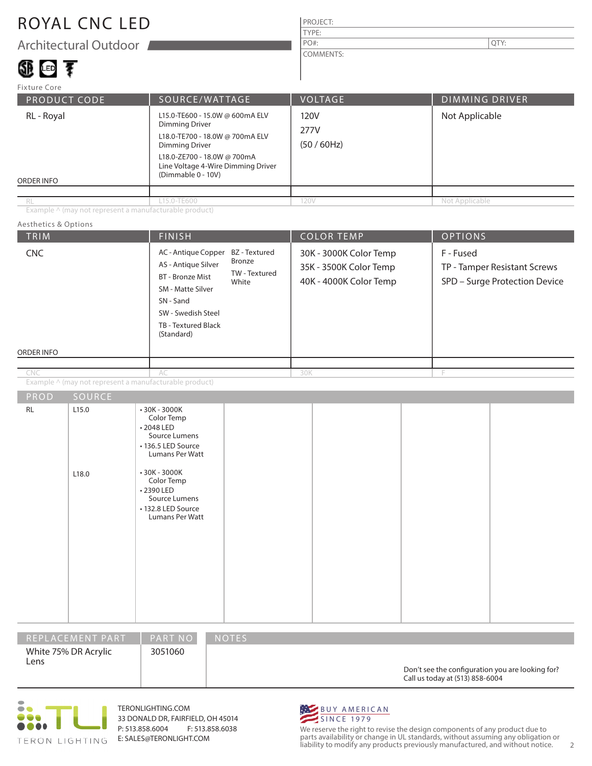# ROYAL CNC LED

## Architectural Outdoor

| PROJECT: | |
|---|---|
| TYPE: | |
| PO#: | QTY: |
| COMMENTS: | |

Fixture Core

| PRODUCT CODE | SOURCE/WATTAGE | VOLTAGE | DIMMING DRIVER |
|---|---|---|---|
| RL - Royal | L15.0-TE600 - 15.0W @ 600mA ELV Dimming Driver<br>L18.0-TE700 - 18.0W @ 700mA ELV Dimming Driver<br>L18.0-ZE700 - 18.0W @ 700mA Line Voltage 4-Wire Dimming Driver (Dimmable 0 - 10V) | 120V<br>277V<br>(50 / 60Hz) | Not Applicable |
| ORDER INFO | | | |
| RL | L15.0-TE600 | 120V | Not Applicable |

Example ^ (may not represent a manufacturable product)

Aesthetics & Options

| TRIM | FINISH | COLOR TEMP | OPTIONS |
|---|---|---|---|
| CNC | AC - Antique Copper<br>AS - Antique Silver<br>BT - Bronze Mist<br>SM - Matte Silver<br>SN - Sand<br>SW - Swedish Steel<br>TB - Textured Black (Standard)<br>BZ - Textured Bronze<br>TW - Textured White | 30K - 3000K Color Temp<br>35K - 3500K Color Temp<br>40K - 4000K Color Temp | F - Fused<br>TP - Tamper Resistant Screws<br>SPD – Surge Protection Device |
| ORDER INFO | | | |
| CNC | AC | 30K | F |

Example ^ (may not represent a manufacturable product)

| PROD | SOURCE | | | | | |
|---|---|---|---|---|---|---|
| RL | L15.0 | • 30K - 3000K Color Temp<br>• 2048 LED Source Lumens<br>• 136.5 LED Source Lumans Per Watt | | | | |
| | L18.0 | • 30K - 3000K Color Temp<br>• 2390 LED Source Lumens<br>• 132.8 LED Source Lumans Per Watt | | | | |

| REPLACEMENT PART | PART NO | NOTES |
|---|---|---|
| White 75% DR Acrylic Lens | 3051060 | |

Don't see the configuration you are looking for?
Call us today at (513) 858-6004

TERON LIGHTING

TERONLIGHTING.COM
33 DONALD DR, FAIRFIELD, OH 45014
P: 513.858.6004 F: 513.858.6038
E: SALES@TERONLIGHT.COM

BUY AMERICAN SINCE 1979

We reserve the right to revise the design components of any product due to parts availability or change in UL standards, without assuming any obligation or liability to modify any products previously manufactured, and without notice.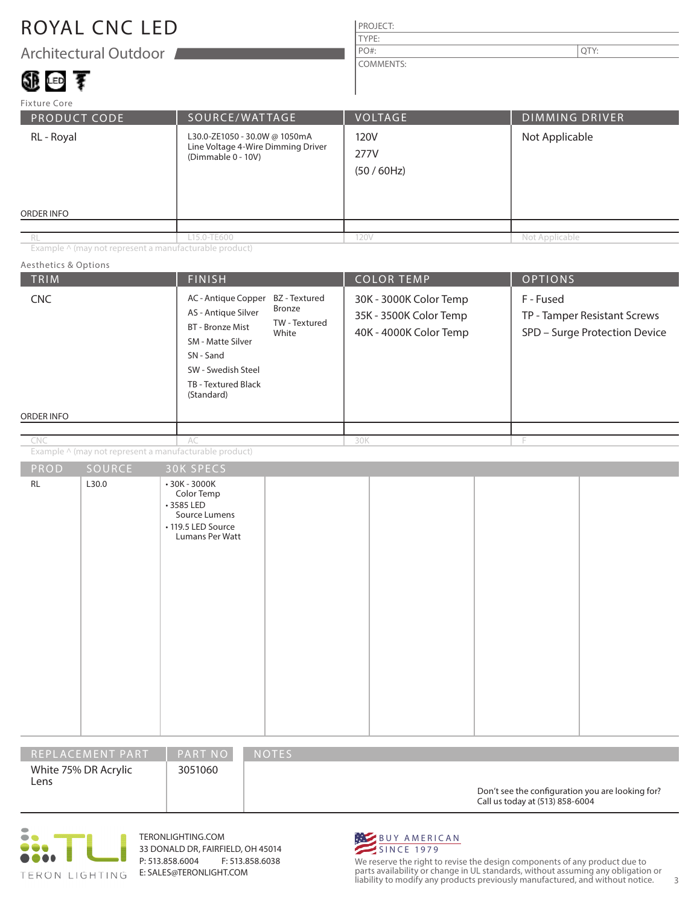# ROYAL CNC LED

## Architectual Outdoor

| | |
|---|---|
| PROJECT: | |
| TYPE: | |
| PO#: | QTY: |
| COMMENTS: | |

Fixture Core

| PRODUCT CODE | SOURCE/WATTAGE | VOLTAGE | DIMMING DRIVER |
|---|---|---|---|
| RL - Royal | L30.0-ZE1050 - 30.0W @ 1050mA Line Voltage 4-Wire Dimming Driver (Dimmable 0 - 10V) | 120V<br>277V<br>(50 / 60Hz) | Not Applicable |
| ORDER INFO | | | |
| RL | L15.0-TE600 | 120V | Not Applicable |

Example ^ (may not represent a manufacturable product)

Aesthetics & Options

| TRIM | FINISH | COLOR TEMP | OPTIONS |
|---|---|---|---|
| CNC | AC - Antique Copper<br>AS - Antique Silver<br>BT - Bronze Mist<br>SM - Matte Silver<br>SN - Sand<br>SW - Swedish Steel<br>TB - Textured Black (Standard)<br>BZ - Textured Bronze<br>TW - Textured White | 30K - 3000K Color Temp<br>35K - 3500K Color Temp<br>40K - 4000K Color Temp | F - Fused<br>TP - Tamper Resistant Screws<br>SPD – Surge Protection Device |
| ORDER INFO | | | |
| CNC | AC | 30K | F |

Example ^ (may not represent a manufacturable product)

| PROD | SOURCE | 30K SPECS |
|---|---|---|
| RL | L30.0 | • 30K - 3000K Color Temp<br>• 3585 LED Source Lumens<br>• 119.5 LED Source Lumans Per Watt |

| REPLACEMENT PART | PART NO | NOTES |
|---|---|---|
| White 75% DR Acrylic Lens | 3051060 | Don't see the configuration you are looking for? Call us today at (513) 858-6004 |

TERON LIGHTING

TERONLIGHTING.COM
33 DONALD DR, FAIRFIELD, OH 45014
P: 513.858.6004 F: 513.858.6038
E: SALES@TERONLIGHT.COM

BUY AMERICAN
SINCE 1979

We reserve the right to revise the design components of any product due to parts availability or change in UL standards, without assuming any obligation or liability to modify any products previously manufactured, and without notice.